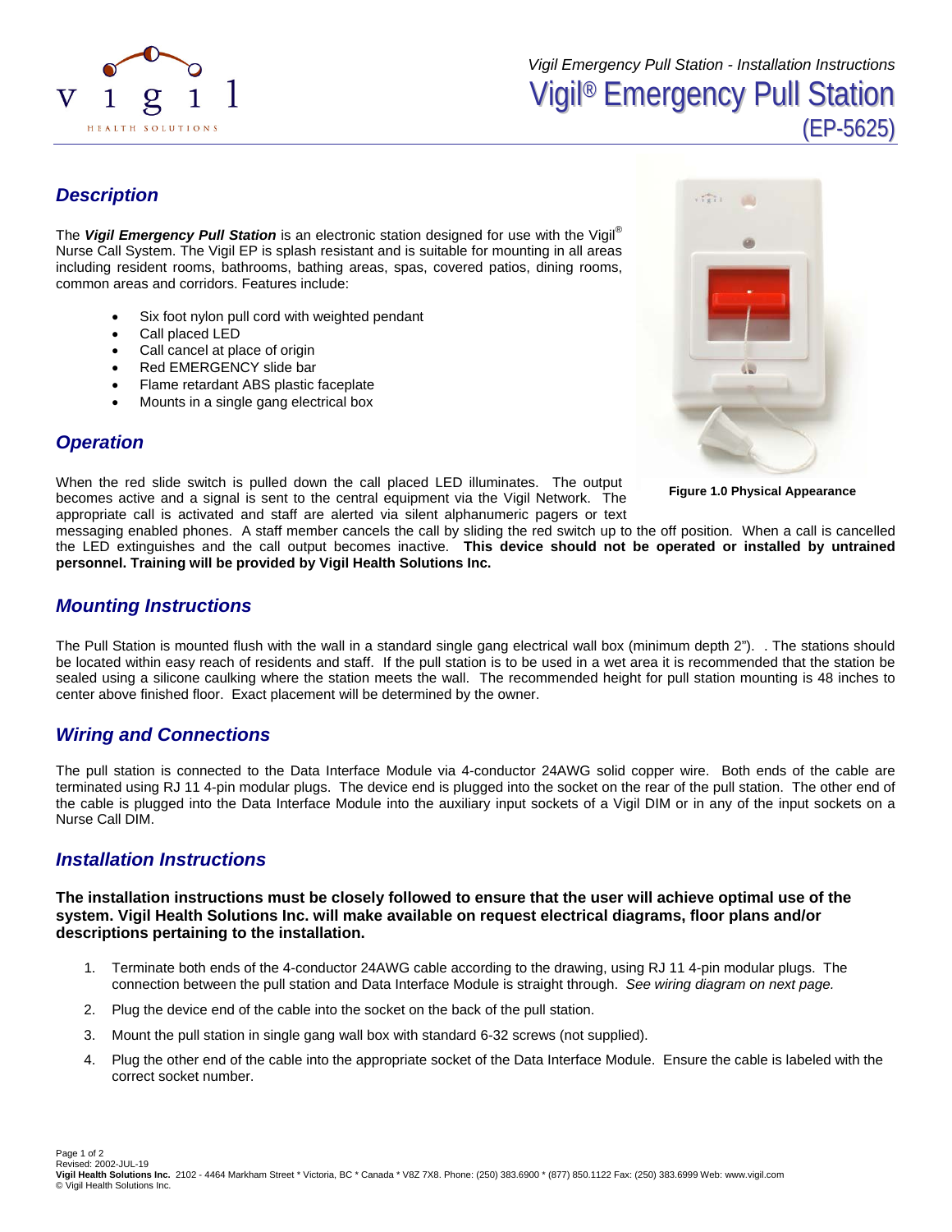# Vigil® Emergency Pull Station

## (EP-5625)

## Description

The ***Vigil Emergency Pull Station*** is an electronic station designed for use with the Vigil® Nurse Call System. The Vigil EP is splash resistant and is suitable for mounting in all areas including resident rooms, bathrooms, bathing areas, spas, covered patios, dining rooms, common areas and corridors. Features include:

- Six foot nylon pull cord with weighted pendant
- Call placed LED
- Call cancel at place of origin
- Red EMERGENCY slide bar
- Flame retardant ABS plastic faceplate
- Mounts in a single gang electrical box

**Figure 1.0 Physical Appearance**

## Operation

When the red slide switch is pulled down the call placed LED illuminates. The output becomes active and a signal is sent to the central equipment via the Vigil Network. The appropriate call is activated and staff are alerted via silent alphanumeric pagers or text messaging enabled phones. A staff member cancels the call by sliding the red switch up to the off position. When a call is cancelled the LED extinguishes and the call output becomes inactive. **This device should not be operated or installed by untrained personnel. Training will be provided by Vigil Health Solutions Inc.**

## Mounting Instructions

The Pull Station is mounted flush with the wall in a standard single gang electrical wall box (minimum depth 2"). . The stations should be located within easy reach of residents and staff. If the pull station is to be used in a wet area it is recommended that the station be sealed using a silicone caulking where the station meets the wall. The recommended height for pull station mounting is 48 inches to center above finished floor. Exact placement will be determined by the owner.

## Wiring and Connections

The pull station is connected to the Data Interface Module via 4-conductor 24AWG solid copper wire. Both ends of the cable are terminated using RJ 11 4-pin modular plugs. The device end is plugged into the socket on the rear of the pull station. The other end of the cable is plugged into the Data Interface Module into the auxiliary input sockets of a Vigil DIM or in any of the input sockets on a Nurse Call DIM.

## Installation Instructions

**The installation instructions must be closely followed to ensure that the user will achieve optimal use of the system. Vigil Health Solutions Inc. will make available on request electrical diagrams, floor plans and/or descriptions pertaining to the installation.**

1. Terminate both ends of the 4-conductor 24AWG cable according to the drawing, using RJ 11 4-pin modular plugs. The connection between the pull station and Data Interface Module is straight through. *See wiring diagram on next page.*
2. Plug the device end of the cable into the socket on the back of the pull station.
3. Mount the pull station in single gang wall box with standard 6-32 screws (not supplied).
4. Plug the other end of the cable into the appropriate socket of the Data Interface Module. Ensure the cable is labeled with the correct socket number.

Revised: 2002-JUL-19
**Vigil Health Solutions Inc.** 2102 - 4464 Markham Street * Victoria, BC * Canada * V8Z 7X8. Phone: (250) 383.6900 * (877) 850.1122 Fax: (250) 383.6999 Web: www.vigil.com
© Vigil Health Solutions Inc.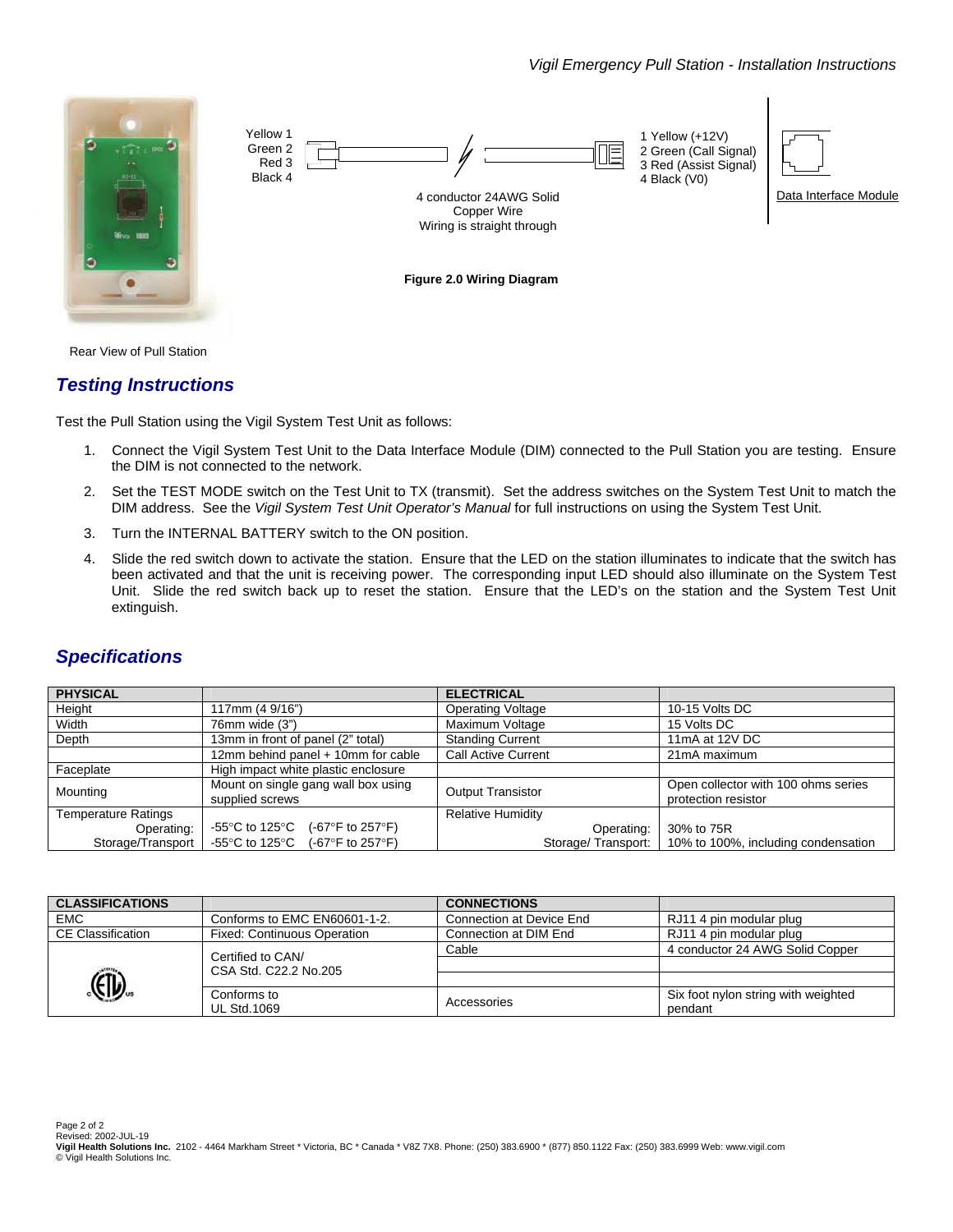Yellow 1
Green 2
Red 3
Black 4

4 conductor 24AWG Solid
Copper Wire
Wiring is straight through

1 Yellow (+12V)
2 Green (Call Signal)
3 Red (Assist Signal)
4 Black (V0)

Data Interface Module

**Figure 2.0 Wiring Diagram**

Rear View of Pull Station

## *Testing Instructions*

Test the Pull Station using the Vigil System Test Unit as follows:

1. Connect the Vigil System Test Unit to the Data Interface Module (DIM) connected to the Pull Station you are testing. Ensure the DIM is not connected to the network.
2. Set the TEST MODE switch on the Test Unit to TX (transmit). Set the address switches on the System Test Unit to match the DIM address. See the *Vigil System Test Unit Operator's Manual* for full instructions on using the System Test Unit.
3. Turn the INTERNAL BATTERY switch to the ON position.
4. Slide the red switch down to activate the station. Ensure that the LED on the station illuminates to indicate that the switch has been activated and that the unit is receiving power. The corresponding input LED should also illuminate on the System Test Unit. Slide the red switch back up to reset the station. Ensure that the LED's on the station and the System Test Unit extinguish.

## *Specifications*

| PHYSICAL | | ELECTRICAL | |
|---|---|---|---|
| Height | 117mm (4 9/16") | Operating Voltage | 10-15 Volts DC |
| Width | 76mm wide (3") | Maximum Voltage | 15 Volts DC |
| Depth | 13mm in front of panel (2" total) | Standing Current | 11mA at 12V DC |
| | 12mm behind panel + 10mm for cable | Call Active Current | 21mA maximum |
| Faceplate | High impact white plastic enclosure | | |
| Mounting | Mounting on single gang wall box using supplied screws | Output Transistor | Open collector with 100 ohms series protection resistor |
| Temperature Ratings<br>Operating:<br>Storage/Transport | <br>-55°C to 125°C (-67°F to 257°F)<br>-55°C to 125°C (-67°F to 257°F) | Relative Humidity<br>Operating:<br>Storage/ Transport: | <br>30% to 75R<br>10% to 100%, including condensation |

| CLASSIFICATIONS | | CONNECTIONS | |
|---|---|---|---|
| EMC | Conforms to EMC EN60601-1-2. | Connection at Device End | RJ11 4 pin modular plug |
| CE Classification | Fixed: Continuous Operation | Connection at DIM End | RJ11 4 pin modular plug |
| | Certified to CAN/ CSA Std. C22.2 No.205 | Cable | 4 conductor 24 AWG Solid Copper |
| | | | |
| | | | |
| | Conforms to UL Std.1069 | Accessories | Six foot nylon string with weighted pendant |

Revised: 2002-JUL-19
**Vigil Health Solutions Inc.** 2102 - 4464 Markham Street * Victoria, BC * Canada * V8Z 7X8. Phone: (250) 383.6900 * (877) 850.1122 Fax: (250) 383.6999 Web: www.vigil.com
© Vigil Health Solutions Inc.